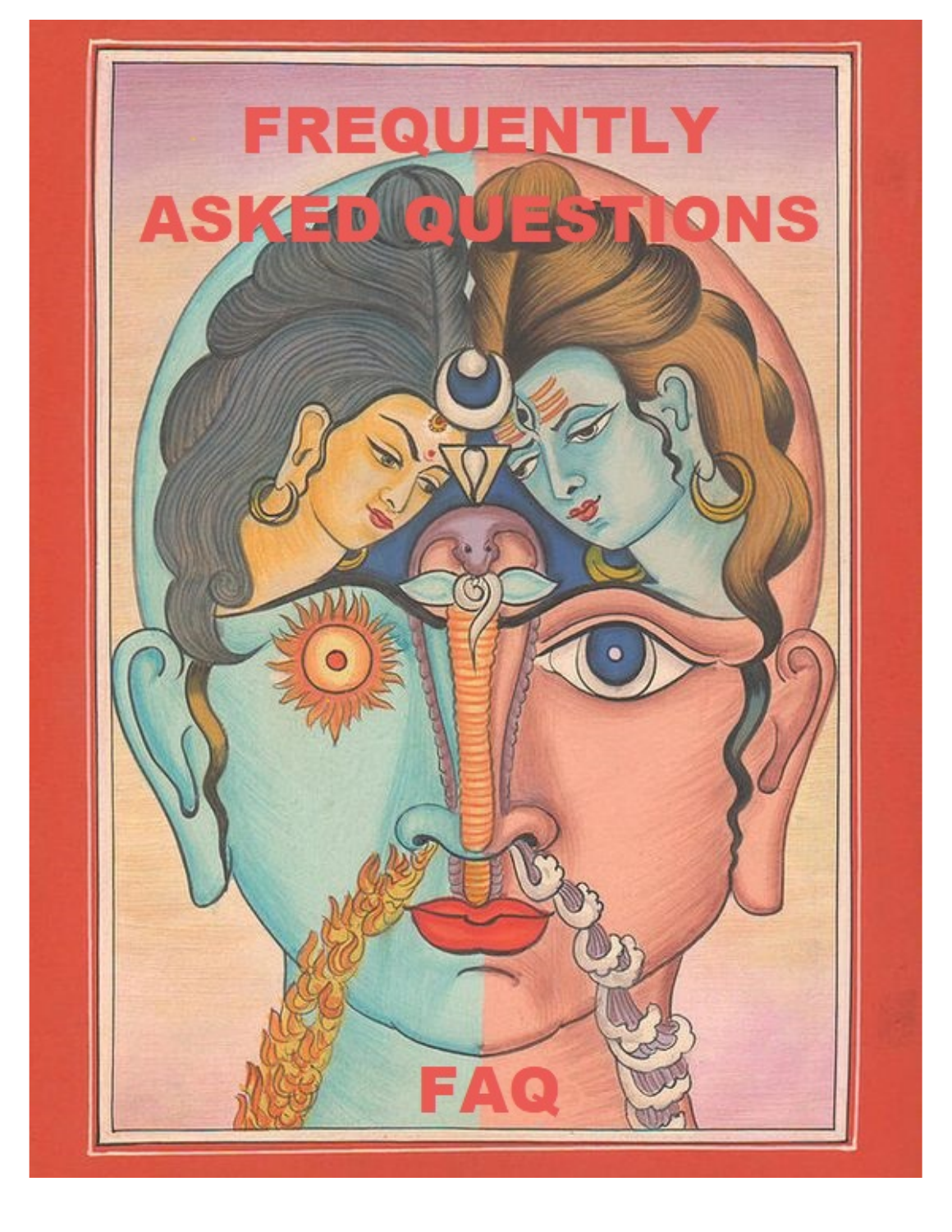# FREQUENTLY ASKED QUESTIONS

## FAQ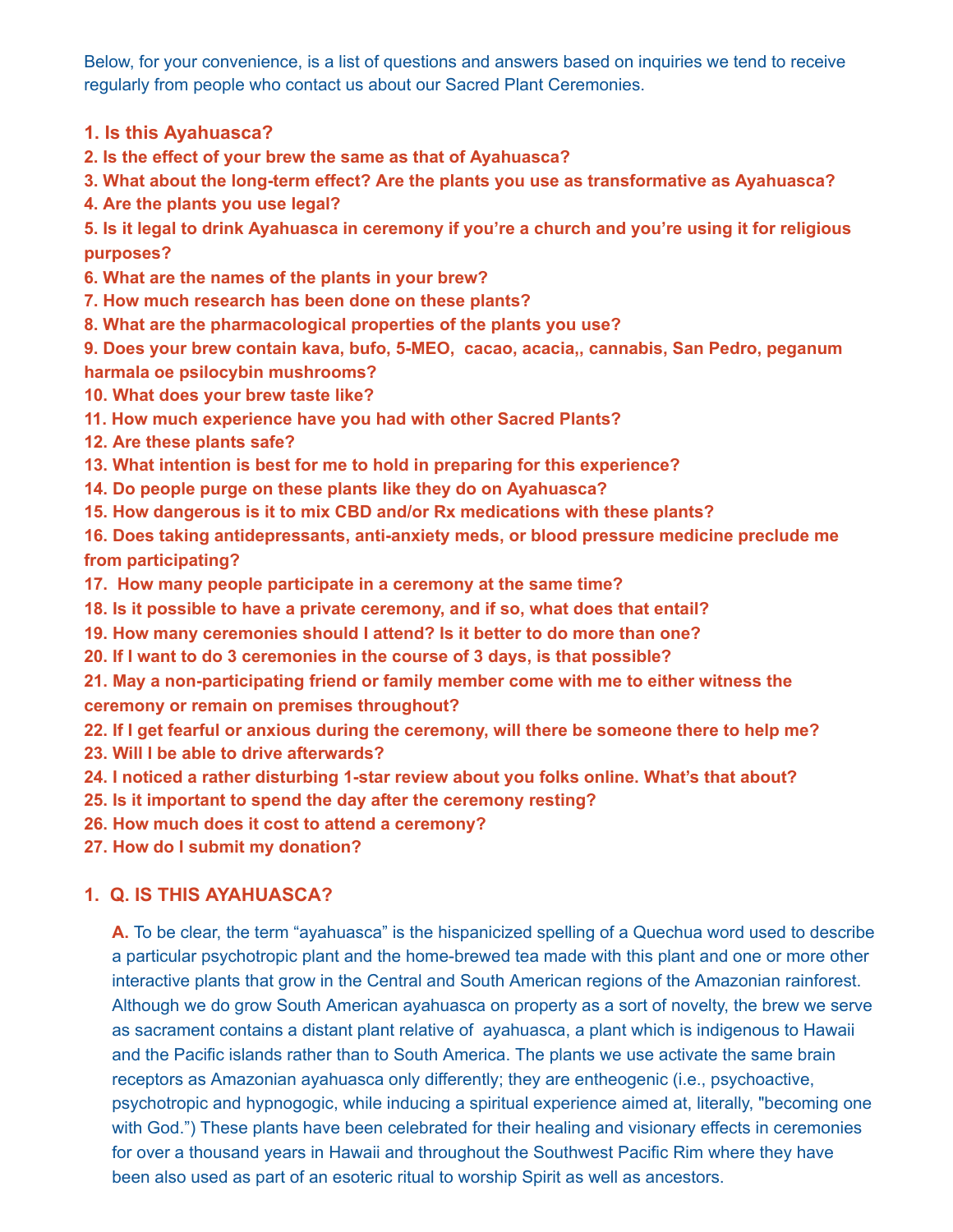Below, for your convenience, is a list of questions and answers based on inquiries we tend to receive regularly from people who contact us about our Sacred Plant Ceremonies.

**1. Is this Ayahuasca?**
**2. Is the effect of your brew the same as that of Ayahuasca?**
**3. What about the long-term effect? Are the plants you use as transformative as Ayahuasca?**
**4. Are the plants you use legal?**
**5. Is it legal to drink Ayahuasca in ceremony if you're a church and you're using it for religious purposes?**
**6. What are the names of the plants in your brew?**
**7. How much research has been done on these plants?**
**8. What are the pharmacological properties of the plants you use?**
**9. Does your brew contain kava, bufo, 5-MEO, cacao, acacia,, cannabis, San Pedro, peganum harmala oe psilocybin mushrooms?**
**10. What does your brew taste like?**
**11. How much experience have you had with other Sacred Plants?**
**12. Are these plants safe?**
**13. What intention is best for me to hold in preparing for this experience?**
**14. Do people purge on these plants like they do on Ayahuasca?**
**15. How dangerous is it to mix CBD and/or Rx medications with these plants?**
**16. Does taking antidepressants, anti-anxiety meds, or blood pressure medicine preclude me from participating?**
**17. How many people participate in a ceremony at the same time?**
**18. Is it possible to have a private ceremony, and if so, what does that entail?**
**19. How many ceremonies should I attend? Is it better to do more than one?**
**20. If I want to do 3 ceremonies in the course of 3 days, is that possible?**
**21. May a non-participating friend or family member come with me to either witness the ceremony or remain on premises throughout?**
**22. If I get fearful or anxious during the ceremony, will there be someone there to help me?**
**23. Will I be able to drive afterwards?**
**24. I noticed a rather disturbing 1-star review about you folks online. What's that about?**
**25. Is it important to spend the day after the ceremony resting?**
**26. How much does it cost to attend a ceremony?**
**27. How do I submit my donation?**

## 1. Q. IS THIS AYAHUASCA?

**A.** To be clear, the term "ayahuasca" is the hispanicized spelling of a Quechua word used to describe a particular psychotropic plant and the home-brewed tea made with this plant and one or more other interactive plants that grow in the Central and South American regions of the Amazonian rainforest. Although we do grow South American ayahuasca on property as a sort of novelty, the brew we serve as sacrament contains a distant plant relative of ayahuasca, a plant which is indigenous to Hawaii and the Pacific islands rather than to South America. The plants we use activate the same brain receptors as Amazonian ayahuasca only differently; they are entheogenic (i.e., psychoactive, psychotropic and hypnogogic, while inducing a spiritual experience aimed at, literally, "becoming one with God.") These plants have been celebrated for their healing and visionary effects in ceremonies for over a thousand years in Hawaii and throughout the Southwest Pacific Rim where they have been also used as part of an esoteric ritual to worship Spirit as well as ancestors.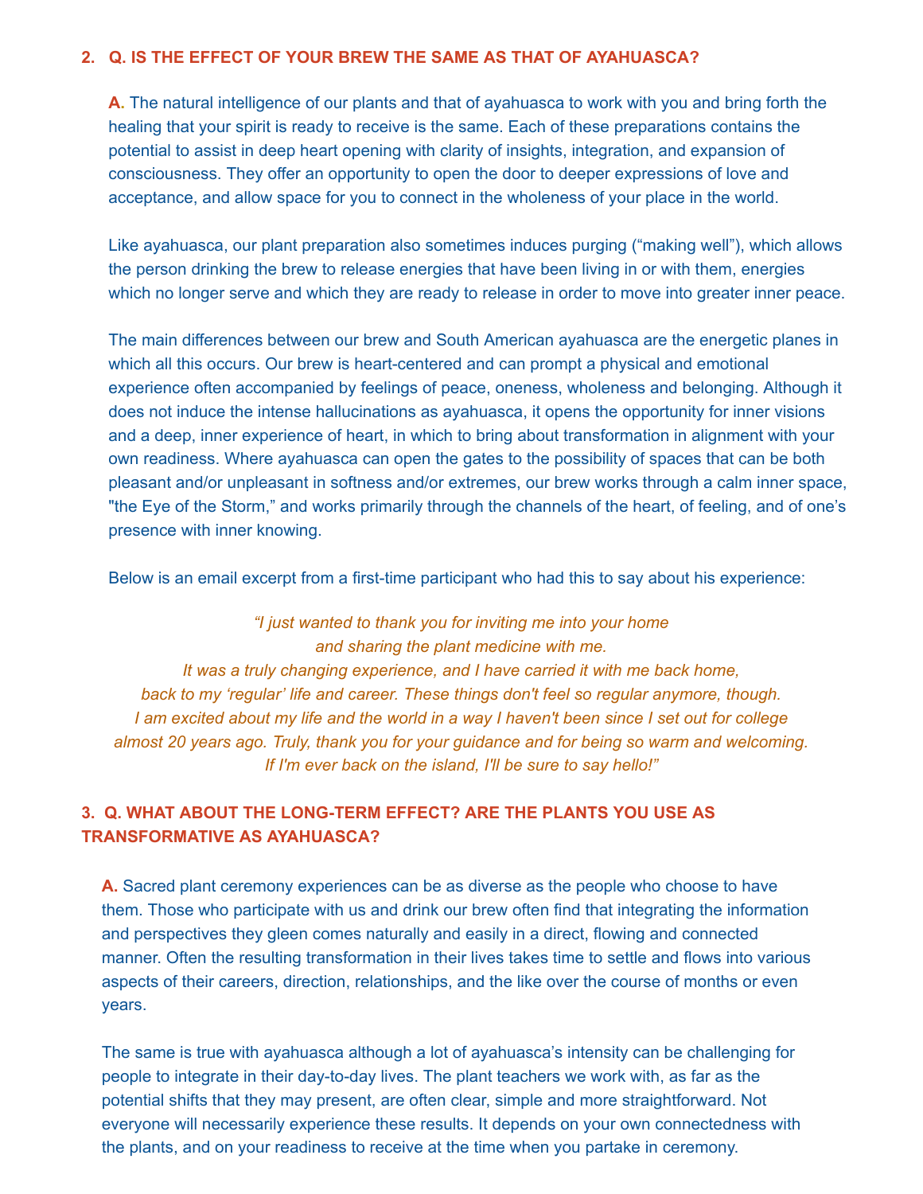## 2. Q. IS THE EFFECT OF YOUR BREW THE SAME AS THAT OF AYAHUASCA?

**A.** The natural intelligence of our plants and that of ayahuasca to work with you and bring forth the healing that your spirit is ready to receive is the same. Each of these preparations contains the potential to assist in deep heart opening with clarity of insights, integration, and expansion of consciousness. They offer an opportunity to open the door to deeper expressions of love and acceptance, and allow space for you to connect in the wholeness of your place in the world.

Like ayahuasca, our plant preparation also sometimes induces purging ("making well"), which allows the person drinking the brew to release energies that have been living in or with them, energies which no longer serve and which they are ready to release in order to move into greater inner peace.

The main differences between our brew and South American ayahuasca are the energetic planes in which all this occurs. Our brew is heart-centered and can prompt a physical and emotional experience often accompanied by feelings of peace, oneness, wholeness and belonging. Although it does not induce the intense hallucinations as ayahuasca, it opens the opportunity for inner visions and a deep, inner experience of heart, in which to bring about transformation in alignment with your own readiness. Where ayahuasca can open the gates to the possibility of spaces that can be both pleasant and/or unpleasant in softness and/or extremes, our brew works through a calm inner space, "the Eye of the Storm," and works primarily through the channels of the heart, of feeling, and of one's presence with inner knowing.

Below is an email excerpt from a first-time participant who had this to say about his experience:

*"I just wanted to thank you for inviting me into your home
and sharing the plant medicine with me.
It was a truly changing experience, and I have carried it with me back home,
back to my 'regular' life and career. These things don't feel so regular anymore, though.
I am excited about my life and the world in a way I haven't been since I set out for college
almost 20 years ago. Truly, thank you for your guidance and for being so warm and welcoming.
If I'm ever back on the island, I'll be sure to say hello!"*

## 3. Q. WHAT ABOUT THE LONG-TERM EFFECT? ARE THE PLANTS YOU USE AS TRANSFORMATIVE AS AYAHUASCA?

**A.** Sacred plant ceremony experiences can be as diverse as the people who choose to have them. Those who participate with us and drink our brew often find that integrating the information and perspectives they gleen comes naturally and easily in a direct, flowing and connected manner. Often the resulting transformation in their lives takes time to settle and flows into various aspects of their careers, direction, relationships, and the like over the course of months or even years.

The same is true with ayahuasca although a lot of ayahuasca's intensity can be challenging for people to integrate in their day-to-day lives. The plant teachers we work with, as far as the potential shifts that they may present, are often clear, simple and more straightforward. Not everyone will necessarily experience these results. It depends on your own connectedness with the plants, and on your readiness to receive at the time when you partake in ceremony.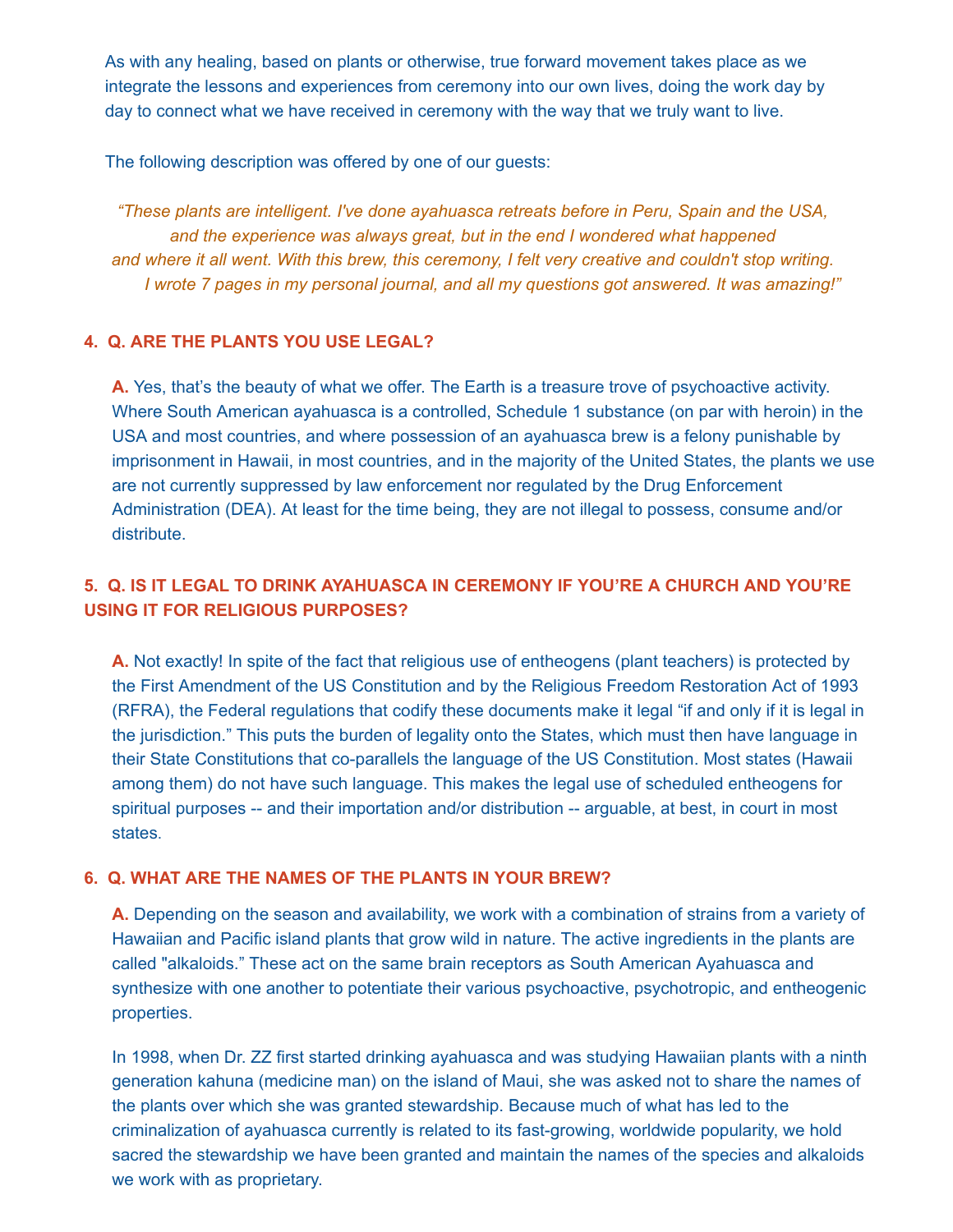As with any healing, based on plants or otherwise, true forward movement takes place as we integrate the lessons and experiences from ceremony into our own lives, doing the work day by day to connect what we have received in ceremony with the way that we truly want to live.

The following description was offered by one of our guests:

> *"These plants are intelligent. I've done ayahuasca retreats before in Peru, Spain and the USA, and the experience was always great, but in the end I wondered what happened and where it all went. With this brew, this ceremony, I felt very creative and couldn't stop writing. I wrote 7 pages in my personal journal, and all my questions got answered. It was amazing!"*

### 4. Q. ARE THE PLANTS YOU USE LEGAL?

**A.** Yes, that's the beauty of what we offer. The Earth is a treasure trove of psychoactive activity. Where South American ayahuasca is a controlled, Schedule 1 substance (on par with heroin) in the USA and most countries, and where possession of an ayahuasca brew is a felony punishable by imprisonment in Hawaii, in most countries, and in the majority of the United States, the plants we use are not currently suppressed by law enforcement nor regulated by the Drug Enforcement Administration (DEA). At least for the time being, they are not illegal to possess, consume and/or distribute.

### 5. Q. IS IT LEGAL TO DRINK AYAHUASCA IN CEREMONY IF YOU'RE A CHURCH AND YOU'RE USING IT FOR RELIGIOUS PURPOSES?

**A.** Not exactly! In spite of the fact that religious use of entheogens (plant teachers) is protected by the First Amendment of the US Constitution and by the Religious Freedom Restoration Act of 1993 (RFRA), the Federal regulations that codify these documents make it legal "if and only if it is legal in the jurisdiction." This puts the burden of legality onto the States, which must then have language in their State Constitutions that co-parallels the language of the US Constitution. Most states (Hawaii among them) do not have such language. This makes the legal use of scheduled entheogens for spiritual purposes -- and their importation and/or distribution -- arguable, at best, in court in most states.

### 6. Q. WHAT ARE THE NAMES OF THE PLANTS IN YOUR BREW?

**A.** Depending on the season and availability, we work with a combination of strains from a variety of Hawaiian and Pacific island plants that grow wild in nature. The active ingredients in the plants are called "alkaloids." These act on the same brain receptors as South American Ayahuasca and synthesize with one another to potentiate their various psychoactive, psychotropic, and entheogenic properties.

In 1998, when Dr. ZZ first started drinking ayahuasca and was studying Hawaiian plants with a ninth generation kahuna (medicine man) on the island of Maui, she was asked not to share the names of the plants over which she was granted stewardship. Because much of what has led to the criminalization of ayahuasca currently is related to its fast-growing, worldwide popularity, we hold sacred the stewardship we have been granted and maintain the names of the species and alkaloids we work with as proprietary.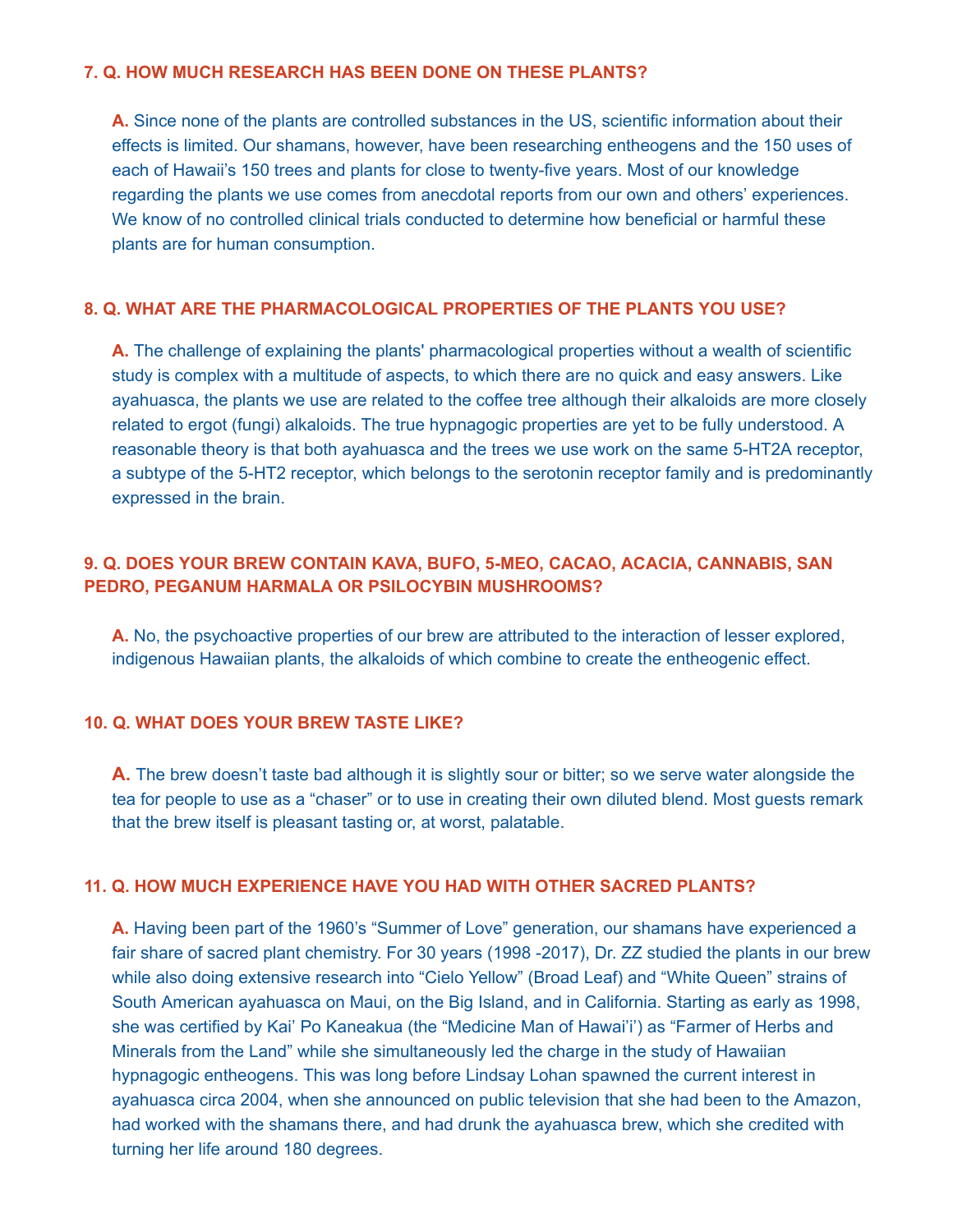### 7. Q. HOW MUCH RESEARCH HAS BEEN DONE ON THESE PLANTS?

**A.** Since none of the plants are controlled substances in the US, scientific information about their effects is limited. Our shamans, however, have been researching entheogens and the 150 uses of each of Hawaii's 150 trees and plants for close to twenty-five years. Most of our knowledge regarding the plants we use comes from anecdotal reports from our own and others' experiences. We know of no controlled clinical trials conducted to determine how beneficial or harmful these plants are for human consumption.

### 8. Q. WHAT ARE THE PHARMACOLOGICAL PROPERTIES OF THE PLANTS YOU USE?

**A.** The challenge of explaining the plants' pharmacological properties without a wealth of scientific study is complex with a multitude of aspects, to which there are no quick and easy answers. Like ayahuasca, the plants we use are related to the coffee tree although their alkaloids are more closely related to ergot (fungi) alkaloids. The true hypnagogic properties are yet to be fully understood. A reasonable theory is that both ayahuasca and the trees we use work on the same 5-HT2A receptor, a subtype of the 5-HT2 receptor, which belongs to the serotonin receptor family and is predominantly expressed in the brain.

### 9. Q. DOES YOUR BREW CONTAIN KAVA, BUFO, 5-MEO, CACAO, ACACIA, CANNABIS, SAN PEDRO, PEGANUM HARMALA OR PSILOCYBIN MUSHROOMS?

**A.** No, the psychoactive properties of our brew are attributed to the interaction of lesser explored, indigenous Hawaiian plants, the alkaloids of which combine to create the entheogenic effect.

### 10. Q. WHAT DOES YOUR BREW TASTE LIKE?

**A.** The brew doesn't taste bad although it is slightly sour or bitter; so we serve water alongside the tea for people to use as a "chaser" or to use in creating their own diluted blend. Most guests remark that the brew itself is pleasant tasting or, at worst, palatable.

### 11. Q. HOW MUCH EXPERIENCE HAVE YOU HAD WITH OTHER SACRED PLANTS?

**A.** Having been part of the 1960's "Summer of Love" generation, our shamans have experienced a fair share of sacred plant chemistry. For 30 years (1998 -2017), Dr. ZZ studied the plants in our brew while also doing extensive research into "Cielo Yellow" (Broad Leaf) and "White Queen" strains of South American ayahuasca on Maui, on the Big Island, and in California. Starting as early as 1998, she was certified by Kai' Po Kaneakua (the "Medicine Man of Hawai'i') as "Farmer of Herbs and Minerals from the Land" while she simultaneously led the charge in the study of Hawaiian hypnagogic entheogens. This was long before Lindsay Lohan spawned the current interest in ayahuasca circa 2004, when she announced on public television that she had been to the Amazon, had worked with the shamans there, and had drunk the ayahuasca brew, which she credited with turning her life around 180 degrees.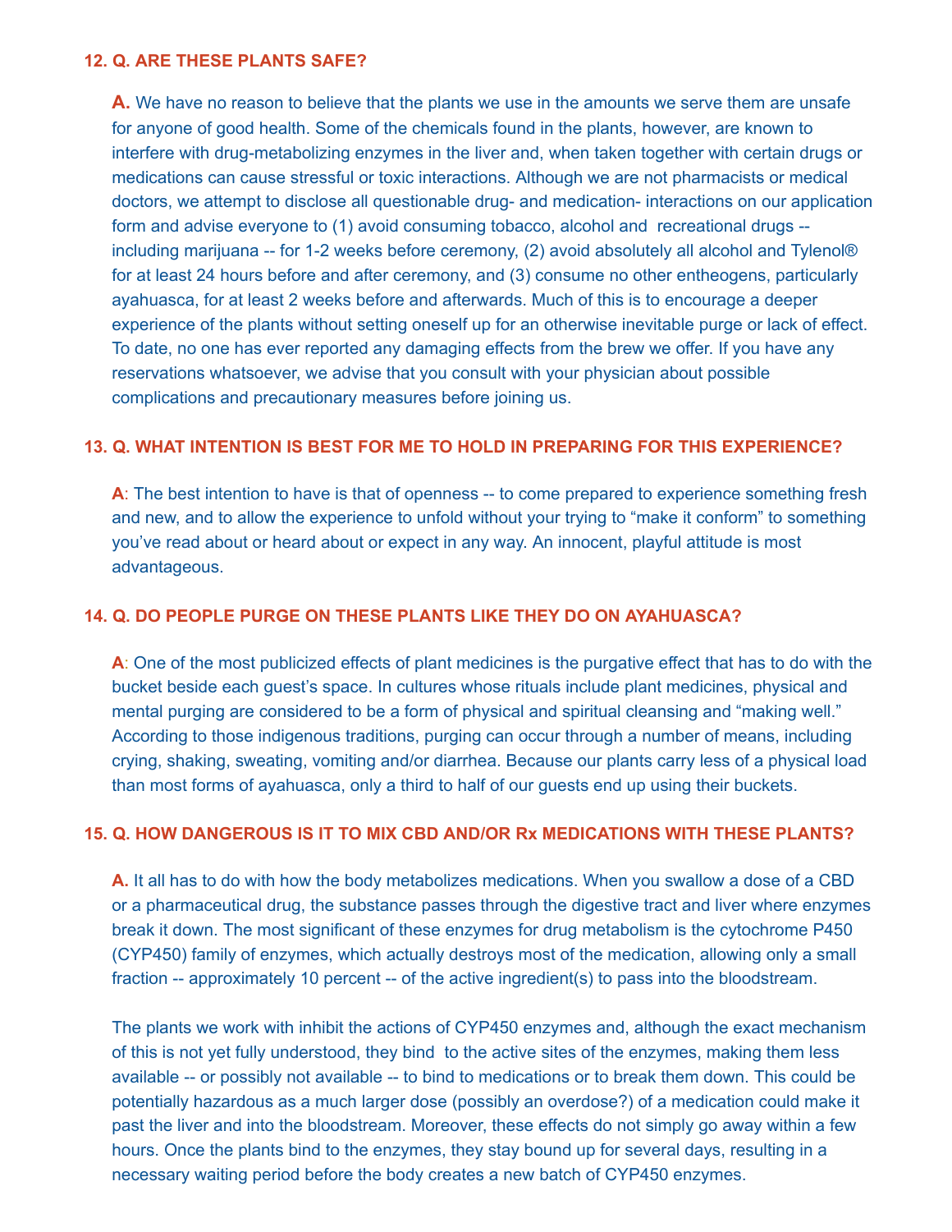**12. Q. ARE THESE PLANTS SAFE?**

**A.** We have no reason to believe that the plants we use in the amounts we serve them are unsafe for anyone of good health. Some of the chemicals found in the plants, however, are known to interfere with drug-metabolizing enzymes in the liver and, when taken together with certain drugs or medications can cause stressful or toxic interactions. Although we are not pharmacists or medical doctors, we attempt to disclose all questionable drug- and medication- interactions on our application form and advise everyone to (1) avoid consuming tobacco, alcohol and recreational drugs -- including marijuana -- for 1-2 weeks before ceremony, (2) avoid absolutely all alcohol and Tylenol® for at least 24 hours before and after ceremony, and (3) consume no other entheogens, particularly ayahuasca, for at least 2 weeks before and afterwards. Much of this is to encourage a deeper experience of the plants without setting oneself up for an otherwise inevitable purge or lack of effect. To date, no one has ever reported any damaging effects from the brew we offer. If you have any reservations whatsoever, we advise that you consult with your physician about possible complications and precautionary measures before joining us.

**13. Q. WHAT INTENTION IS BEST FOR ME TO HOLD IN PREPARING FOR THIS EXPERIENCE?**

**A**: The best intention to have is that of openness -- to come prepared to experience something fresh and new, and to allow the experience to unfold without your trying to "make it conform" to something you've read about or heard about or expect in any way. An innocent, playful attitude is most advantageous.

**14. Q. DO PEOPLE PURGE ON THESE PLANTS LIKE THEY DO ON AYAHUASCA?**

**A**: One of the most publicized effects of plant medicines is the purgative effect that has to do with the bucket beside each guest's space. In cultures whose rituals include plant medicines, physical and mental purging are considered to be a form of physical and spiritual cleansing and "making well." According to those indigenous traditions, purging can occur through a number of means, including crying, shaking, sweating, vomiting and/or diarrhea. Because our plants carry less of a physical load than most forms of ayahuasca, only a third to half of our guests end up using their buckets.

**15. Q. HOW DANGEROUS IS IT TO MIX CBD AND/OR Rx MEDICATIONS WITH THESE PLANTS?**

**A.** It all has to do with how the body metabolizes medications. When you swallow a dose of a CBD or a pharmaceutical drug, the substance passes through the digestive tract and liver where enzymes break it down. The most significant of these enzymes for drug metabolism is the cytochrome P450 (CYP450) family of enzymes, which actually destroys most of the medication, allowing only a small fraction -- approximately 10 percent -- of the active ingredient(s) to pass into the bloodstream.

The plants we work with inhibit the actions of CYP450 enzymes and, although the exact mechanism of this is not yet fully understood, they bind to the active sites of the enzymes, making them less available -- or possibly not available -- to bind to medications or to break them down. This could be potentially hazardous as a much larger dose (possibly an overdose?) of a medication could make it past the liver and into the bloodstream. Moreover, these effects do not simply go away within a few hours. Once the plants bind to the enzymes, they stay bound up for several days, resulting in a necessary waiting period before the body creates a new batch of CYP450 enzymes.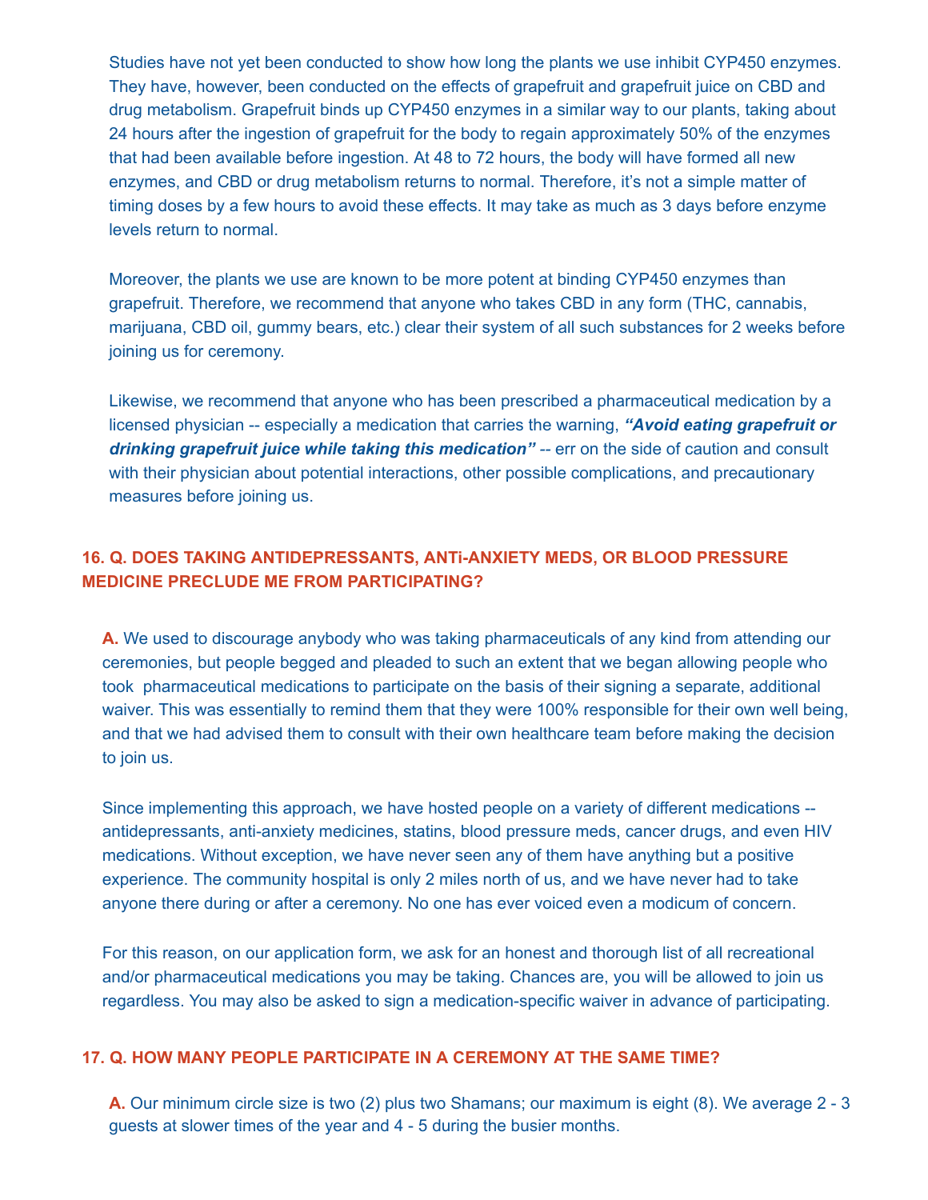Studies have not yet been conducted to show how long the plants we use inhibit CYP450 enzymes. They have, however, been conducted on the effects of grapefruit and grapefruit juice on CBD and drug metabolism. Grapefruit binds up CYP450 enzymes in a similar way to our plants, taking about 24 hours after the ingestion of grapefruit for the body to regain approximately 50% of the enzymes that had been available before ingestion. At 48 to 72 hours, the body will have formed all new enzymes, and CBD or drug metabolism returns to normal. Therefore, it's not a simple matter of timing doses by a few hours to avoid these effects. It may take as much as 3 days before enzyme levels return to normal.

Moreover, the plants we use are known to be more potent at binding CYP450 enzymes than grapefruit. Therefore, we recommend that anyone who takes CBD in any form (THC, cannabis, marijuana, CBD oil, gummy bears, etc.) clear their system of all such substances for 2 weeks before joining us for ceremony.

Likewise, we recommend that anyone who has been prescribed a pharmaceutical medication by a licensed physician -- especially a medication that carries the warning, ***"Avoid eating grapefruit or drinking grapefruit juice while taking this medication"*** -- err on the side of caution and consult with their physician about potential interactions, other possible complications, and precautionary measures before joining us.

## 16. Q. DOES TAKING ANTIDEPRESSANTS, ANTi-ANXIETY MEDS, OR BLOOD PRESSURE MEDICINE PRECLUDE ME FROM PARTICIPATING?

**A.** We used to discourage anybody who was taking pharmaceuticals of any kind from attending our ceremonies, but people begged and pleaded to such an extent that we began allowing people who took pharmaceutical medications to participate on the basis of their signing a separate, additional waiver. This was essentially to remind them that they were 100% responsible for their own well being, and that we had advised them to consult with their own healthcare team before making the decision to join us.

Since implementing this approach, we have hosted people on a variety of different medications -- antidepressants, anti-anxiety medicines, statins, blood pressure meds, cancer drugs, and even HIV medications. Without exception, we have never seen any of them have anything but a positive experience. The community hospital is only 2 miles north of us, and we have never had to take anyone there during or after a ceremony. No one has ever voiced even a modicum of concern.

For this reason, on our application form, we ask for an honest and thorough list of all recreational and/or pharmaceutical medications you may be taking. Chances are, you will be allowed to join us regardless. You may also be asked to sign a medication-specific waiver in advance of participating.

## 17. Q. HOW MANY PEOPLE PARTICIPATE IN A CEREMONY AT THE SAME TIME?

**A.** Our minimum circle size is two (2) plus two Shamans; our maximum is eight (8). We average 2 - 3 guests at slower times of the year and 4 - 5 during the busier months.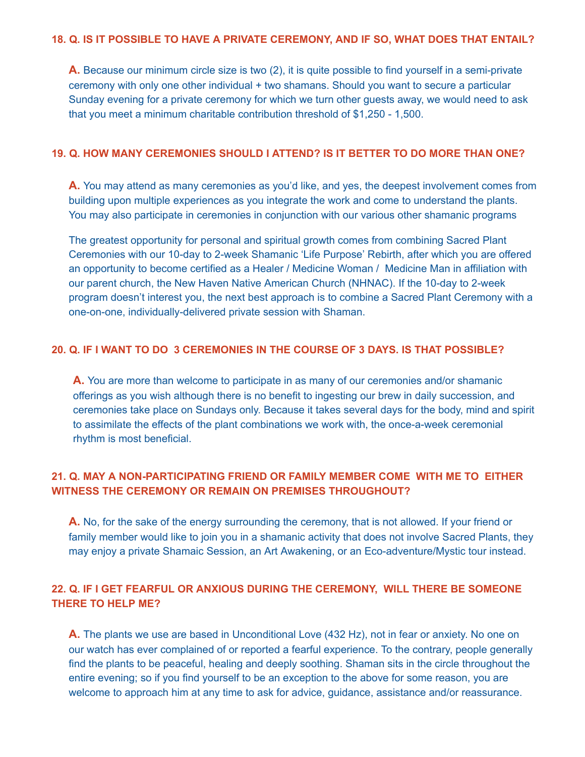### 18. Q. IS IT POSSIBLE TO HAVE A PRIVATE CEREMONY, AND IF SO, WHAT DOES THAT ENTAIL?

**A.** Because our minimum circle size is two (2), it is quite possible to find yourself in a semi-private ceremony with only one other individual + two shamans. Should you want to secure a particular Sunday evening for a private ceremony for which we turn other guests away, we would need to ask that you meet a minimum charitable contribution threshold of $1,250 - 1,500.

### 19. Q. HOW MANY CEREMONIES SHOULD I ATTEND? IS IT BETTER TO DO MORE THAN ONE?

**A.** You may attend as many ceremonies as you'd like, and yes, the deepest involvement comes from building upon multiple experiences as you integrate the work and come to understand the plants. You may also participate in ceremonies in conjunction with our various other shamanic programs

The greatest opportunity for personal and spiritual growth comes from combining Sacred Plant Ceremonies with our 10-day to 2-week Shamanic 'Life Purpose' Rebirth, after which you are offered an opportunity to become certified as a Healer / Medicine Woman / Medicine Man in affiliation with our parent church, the New Haven Native American Church (NHNAC). If the 10-day to 2-week program doesn't interest you, the next best approach is to combine a Sacred Plant Ceremony with a one-on-one, individually-delivered private session with Shaman.

### 20. Q. IF I WANT TO DO 3 CEREMONIES IN THE COURSE OF 3 DAYS. IS THAT POSSIBLE?

**A.** You are more than welcome to participate in as many of our ceremonies and/or shamanic offerings as you wish although there is no benefit to ingesting our brew in daily succession, and ceremonies take place on Sundays only. Because it takes several days for the body, mind and spirit to assimilate the effects of the plant combinations we work with, the once-a-week ceremonial rhythm is most beneficial.

### 21. Q. MAY A NON-PARTICIPATING FRIEND OR FAMILY MEMBER COME WITH ME TO EITHER WITNESS THE CEREMONY OR REMAIN ON PREMISES THROUGHOUT?

**A.** No, for the sake of the energy surrounding the ceremony, that is not allowed. If your friend or family member would like to join you in a shamanic activity that does not involve Sacred Plants, they may enjoy a private Shamaic Session, an Art Awakening, or an Eco-adventure/Mystic tour instead.

### 22. Q. IF I GET FEARFUL OR ANXIOUS DURING THE CEREMONY, WILL THERE BE SOMEONE THERE TO HELP ME?

**A.** The plants we use are based in Unconditional Love (432 Hz), not in fear or anxiety. No one on our watch has ever complained of or reported a fearful experience. To the contrary, people generally find the plants to be peaceful, healing and deeply soothing. Shaman sits in the circle throughout the entire evening; so if you find yourself to be an exception to the above for some reason, you are welcome to approach him at any time to ask for advice, guidance, assistance and/or reassurance.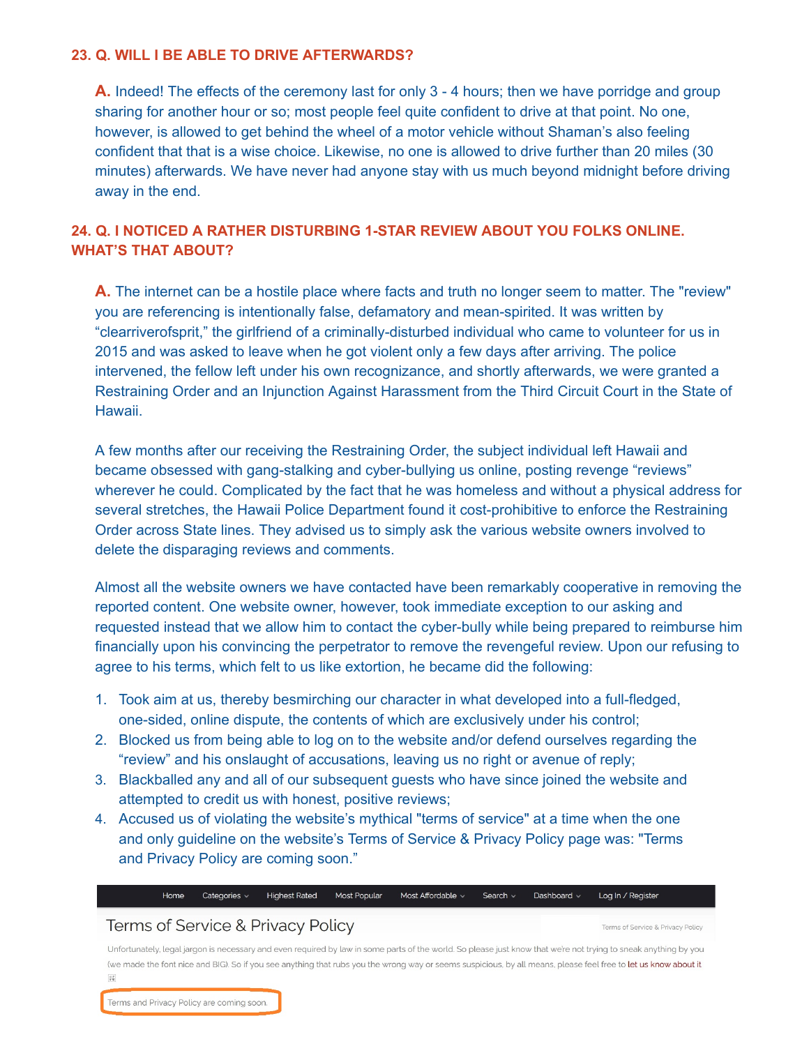### 23. Q. WILL I BE ABLE TO DRIVE AFTERWARDS?

**A.** Indeed! The effects of the ceremony last for only 3 - 4 hours; then we have porridge and group sharing for another hour or so; most people feel quite confident to drive at that point. No one, however, is allowed to get behind the wheel of a motor vehicle without Shaman's also feeling confident that that is a wise choice. Likewise, no one is allowed to drive further than 20 miles (30 minutes) afterwards. We have never had anyone stay with us much beyond midnight before driving away in the end.

### 24. Q. I NOTICED A RATHER DISTURBING 1-STAR REVIEW ABOUT YOU FOLKS ONLINE. WHAT'S THAT ABOUT?

**A.** The internet can be a hostile place where facts and truth no longer seem to matter. The "review" you are referencing is intentionally false, defamatory and mean-spirited. It was written by "clearriverofsprit," the girlfriend of a criminally-disturbed individual who came to volunteer for us in 2015 and was asked to leave when he got violent only a few days after arriving. The police intervened, the fellow left under his own recognizance, and shortly afterwards, we were granted a Restraining Order and an Injunction Against Harassment from the Third Circuit Court in the State of Hawaii.

A few months after our receiving the Restraining Order, the subject individual left Hawaii and became obsessed with gang-stalking and cyber-bullying us online, posting revenge "reviews" wherever he could. Complicated by the fact that he was homeless and without a physical address for several stretches, the Hawaii Police Department found it cost-prohibitive to enforce the Restraining Order across State lines. They advised us to simply ask the various website owners involved to delete the disparaging reviews and comments.

Almost all the website owners we have contacted have been remarkably cooperative in removing the reported content. One website owner, however, took immediate exception to our asking and requested instead that we allow him to contact the cyber-bully while being prepared to reimburse him financially upon his convincing the perpetrator to remove the revengeful review. Upon our refusing to agree to his terms, which felt to us like extortion, he became did the following:

1. Took aim at us, thereby besmirching our character in what developed into a full-fledged, one-sided, online dispute, the contents of which are exclusively under his control;
2. Blocked us from being able to log on to the website and/or defend ourselves regarding the "review" and his onslaught of accusations, leaving us no right or avenue of reply;
3. Blackballed any and all of our subsequent guests who have since joined the website and attempted to credit us with honest, positive reviews;
4. Accused us of violating the website's mythical "terms of service" at a time when the one and only guideline on the website's Terms of Service & Privacy Policy page was: "Terms and Privacy Policy are coming soon."

Home | Categories | Highest Rated | Most Popular | Most Affordable | Search | Dashboard | Log In / Register

Terms of Service & Privacy Policy

Terms of Service & Privacy Policy

Unfortunately, legal jargon is necessary and even required by law in some parts of the world. So please just know that we're not trying to sneak anything by you (we made the font nice and BIG). So if you see anything that rubs you the wrong way or seems suspicious, by all means, please feel free to let us know about it.

Terms and Privacy Policy are coming soon.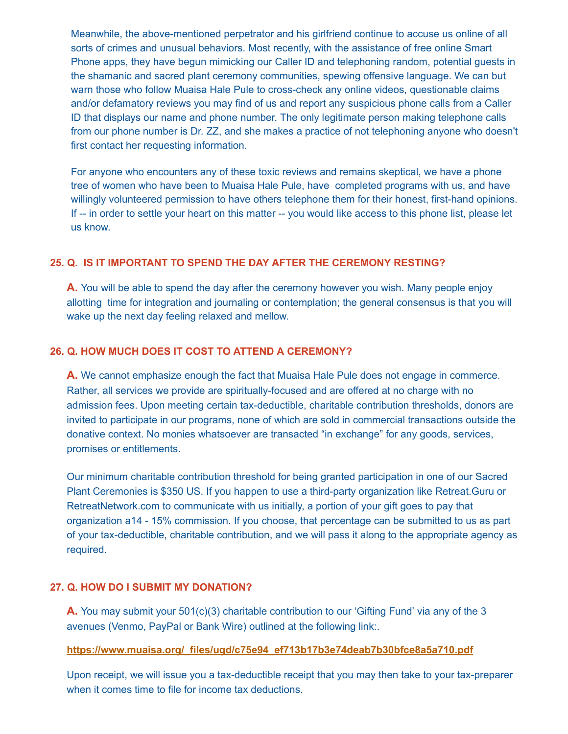Meanwhile, the above-mentioned perpetrator and his girlfriend continue to accuse us online of all sorts of crimes and unusual behaviors. Most recently, with the assistance of free online Smart Phone apps, they have begun mimicking our Caller ID and telephoning random, potential guests in the shamanic and sacred plant ceremony communities, spewing offensive language. We can but warn those who follow Muaisa Hale Pule to cross-check any online videos, questionable claims and/or defamatory reviews you may find of us and report any suspicious phone calls from a Caller ID that displays our name and phone number. The only legitimate person making telephone calls from our phone number is Dr. ZZ, and she makes a practice of not telephoning anyone who doesn't first contact her requesting information.

For anyone who encounters any of these toxic reviews and remains skeptical, we have a phone tree of women who have been to Muaisa Hale Pule, have completed programs with us, and have willingly volunteered permission to have others telephone them for their honest, first-hand opinions. If -- in order to settle your heart on this matter -- you would like access to this phone list, please let us know.

**25. Q. IS IT IMPORTANT TO SPEND THE DAY AFTER THE CEREMONY RESTING?**

**A.** You will be able to spend the day after the ceremony however you wish. Many people enjoy allotting time for integration and journaling or contemplation; the general consensus is that you will wake up the next day feeling relaxed and mellow.

**26. Q. HOW MUCH DOES IT COST TO ATTEND A CEREMONY?**

**A.** We cannot emphasize enough the fact that Muaisa Hale Pule does not engage in commerce. Rather, all services we provide are spiritually-focused and are offered at no charge with no admission fees. Upon meeting certain tax-deductible, charitable contribution thresholds, donors are invited to participate in our programs, none of which are sold in commercial transactions outside the donative context. No monies whatsoever are transacted "in exchange" for any goods, services, promises or entitlements.

Our minimum charitable contribution threshold for being granted participation in one of our Sacred Plant Ceremonies is $350 US. If you happen to use a third-party organization like Retreat.Guru or RetreatNetwork.com to communicate with us initially, a portion of your gift goes to pay that organization a14 - 15% commission. If you choose, that percentage can be submitted to us as part of your tax-deductible, charitable contribution, and we will pass it along to the appropriate agency as required.

**27. Q. HOW DO I SUBMIT MY DONATION?**

**A.** You may submit your 501(c)(3) charitable contribution to our 'Gifting Fund' via any of the 3 avenues (Venmo, PayPal or Bank Wire) outlined at the following link:.

**https://www.muaisa.org/_files/ugd/c75e94_ef713b17b3e74deab7b30bfce8a5a710.pdf**

Upon receipt, we will issue you a tax-deductible receipt that you may then take to your tax-preparer when it comes time to file for income tax deductions.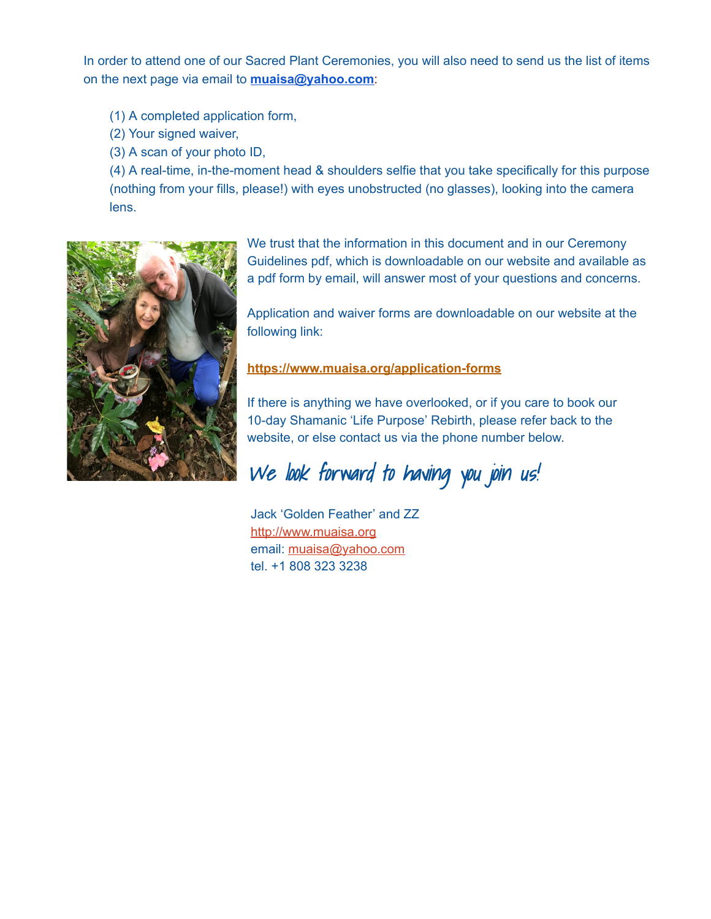In order to attend one of our Sacred Plant Ceremonies, you will also need to send us the list of items on the next page via email to **muaisa@yahoo.com**:

(1) A completed application form,
(2) Your signed waiver,
(3) A scan of your photo ID,
(4) A real-time, in-the-moment head & shoulders selfie that you take specifically for this purpose (nothing from your fills, please!) with eyes unobstructed (no glasses), looking into the camera lens.

We trust that the information in this document and in our Ceremony Guidelines pdf, which is downloadable on our website and available as a pdf form by email, will answer most of your questions and concerns.

Application and waiver forms are downloadable on our website at the following link:

**https://www.muaisa.org/application-forms**

If there is anything we have overlooked, or if you care to book our 10-day Shamanic 'Life Purpose' Rebirth, please refer back to the website, or else contact us via the phone number below.

*We look forward to having you join us!*

Jack 'Golden Feather' and ZZ
http://www.muaisa.org
email: muaisa@yahoo.com
tel. +1 808 323 3238